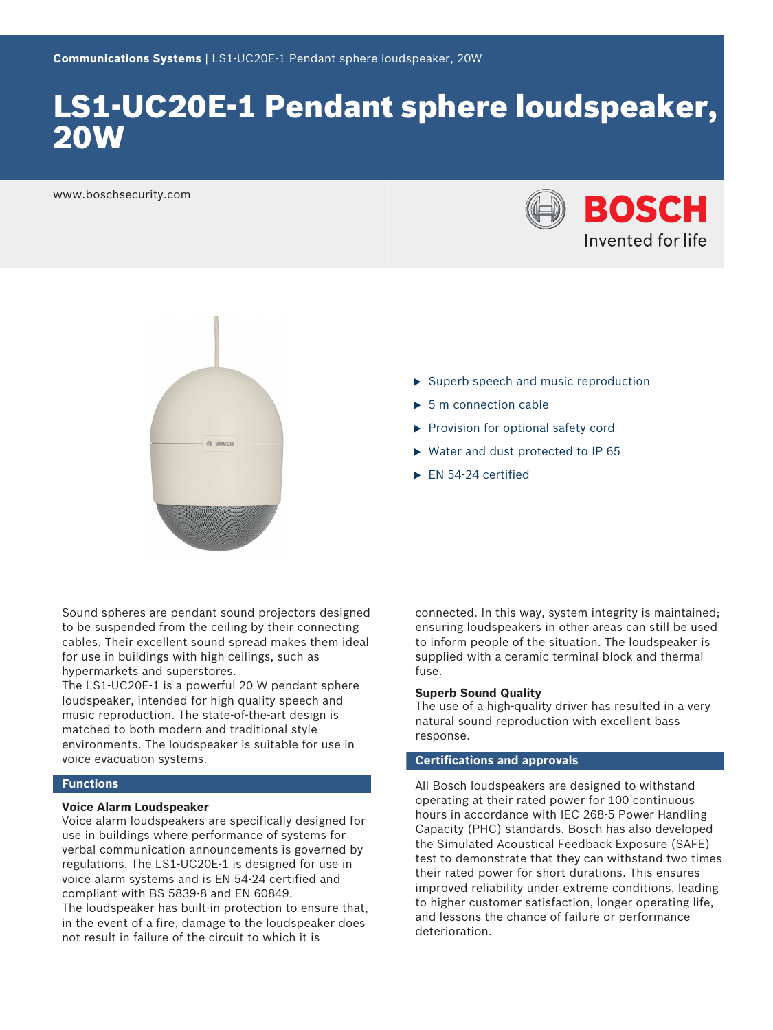# LS1-UC20E-1 Pendant sphere loudspeaker, 20W

www.boschsecurity.com

- Superb speech and music reproduction
- 5 m connection cable
- Provision for optional safety cord
- Water and dust protected to IP 65
- EN 54-24 certified

Sound spheres are pendant sound projectors designed to be suspended from the ceiling by their connecting cables. Their excellent sound spread makes them ideal for use in buildings with high ceilings, such as hypermarkets and superstores.

The LS1-UC20E-1 is a powerful 20 W pendant sphere loudspeaker, intended for high quality speech and music reproduction. The state-of-the-art design is matched to both modern and traditional style environments. The loudspeaker is suitable for use in voice evacuation systems.

## Functions

**Voice Alarm Loudspeaker**

Voice alarm loudspeakers are specifically designed for use in buildings where performance of systems for verbal communication announcements is governed by regulations. The LS1-UC20E-1 is designed for use in voice alarm systems and is EN 54-24 certified and compliant with BS 5839-8 and EN 60849.

The loudspeaker has built-in protection to ensure that, in the event of a fire, damage to the loudspeaker does not result in failure of the circuit to which it is connected. In this way, system integrity is maintained; ensuring loudspeakers in other areas can still be used to inform people of the situation. The loudspeaker is supplied with a ceramic terminal block and thermal fuse.

**Superb Sound Quality**

The use of a high-quality driver has resulted in a very natural sound reproduction with excellent bass response.

## Certifications and approvals

All Bosch loudspeakers are designed to withstand operating at their rated power for 100 continuous hours in accordance with IEC 268-5 Power Handling Capacity (PHC) standards. Bosch has also developed the Simulated Acoustical Feedback Exposure (SAFE) test to demonstrate that they can withstand two times their rated power for short durations. This ensures improved reliability under extreme conditions, leading to higher customer satisfaction, longer operating life, and lessons the chance of failure or performance deterioration.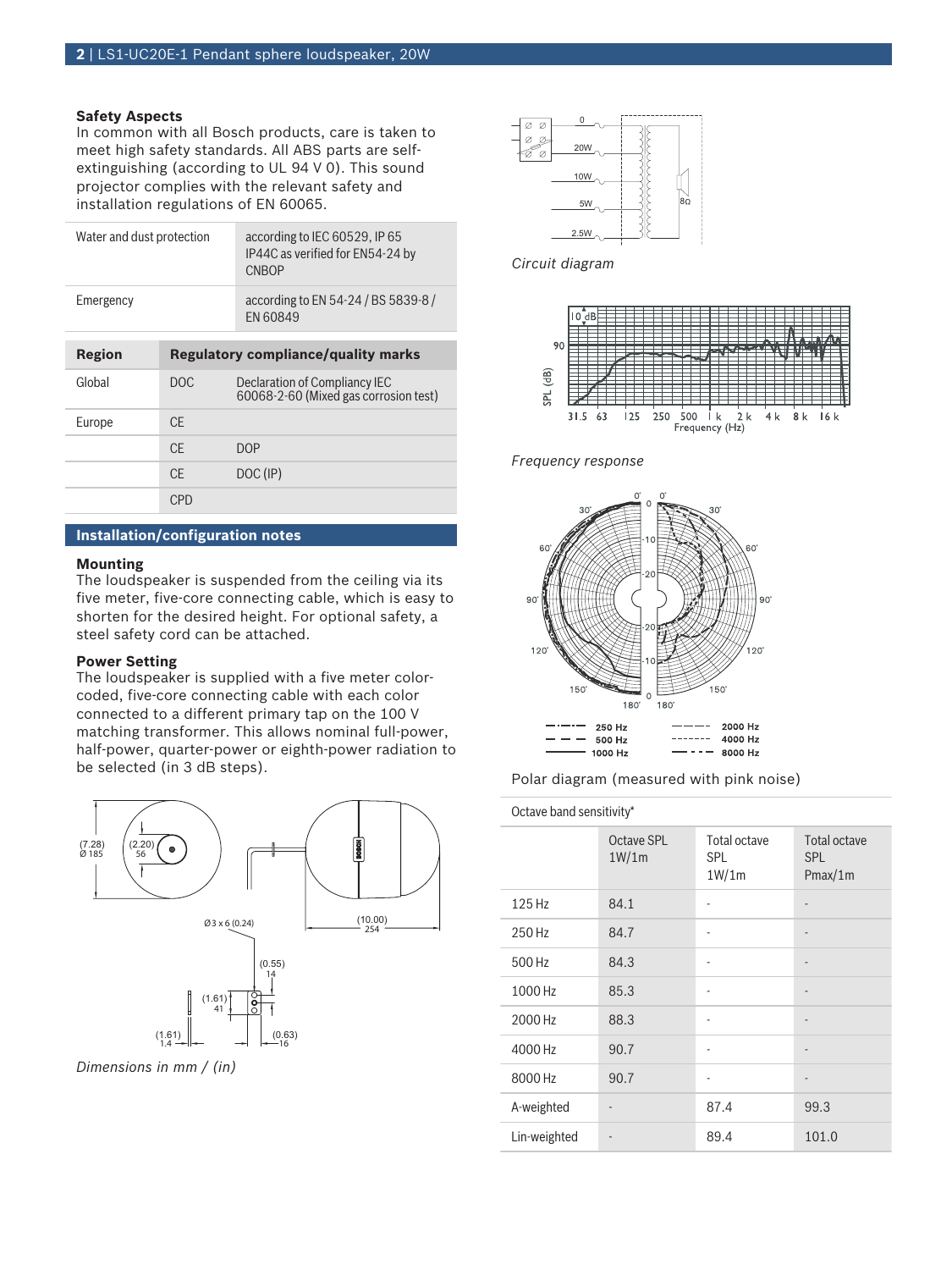### Safety Aspects

In common with all Bosch products, care is taken to meet high safety standards. All ABS parts are self-extinguishing (according to UL 94 V 0). This sound projector complies with the relevant safety and installation regulations of EN 60065.

| | |
|---|---|
| Water and dust protection | according to IEC 60529, IP 65<br>IP44C as verified for EN54-24 by CNBOP |
| Emergency | according to EN 54-24 / BS 5839-8 / EN 60849 |

| Region | Regulatory compliance/quality marks | |
|---|---|---|
| Global | DOC | Declaration of Compliancy IEC 60068-2-60 (Mixed gas corrosion test) |
| Europe | CE | |
| | CE | DOP |
| | CE | DOC (IP) |
| | CPD | |

## Installation/configuration notes

### Mounting

The loudspeaker is suspended from the ceiling via its five meter, five-core connecting cable, which is easy to shorten for the desired height. For optional safety, a steel safety cord can be attached.

### Power Setting

The loudspeaker is supplied with a five meter color-coded, five-core connecting cable with each color connected to a different primary tap on the 100 V matching transformer. This allows nominal full-power, half-power, quarter-power or eighth-power radiation to be selected (in 3 dB steps).

*Dimensions in mm / (in)*

*Circuit diagram*

*Frequency response*

Polar diagram (measured with pink noise)

Octave band sensitivity*

| | Octave SPL 1W/1m | Total octave SPL 1W/1m | Total octave SPL Pmax/1m |
|---|---|---|---|
| 125 Hz | 84.1 | - | - |
| 250 Hz | 84.7 | - | - |
| 500 Hz | 84.3 | - | - |
| 1000 Hz | 85.3 | - | - |
| 2000 Hz | 88.3 | - | - |
| 4000 Hz | 90.7 | - | - |
| 8000 Hz | 90.7 | - | - |
| A-weighted | - | 87.4 | 99.3 |
| Lin-weighted | - | 89.4 | 101.0 |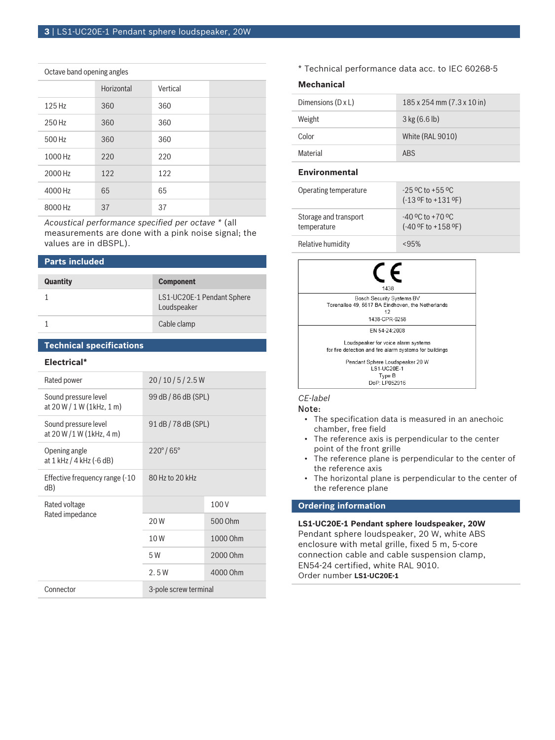| Octave band opening angles | | |
|---|---|---|
| | Horizontal | Vertical |
| 125 Hz | 360 | 360 |
| 250 Hz | 360 | 360 |
| 500 Hz | 360 | 360 |
| 1000 Hz | 220 | 220 |
| 2000 Hz | 122 | 122 |
| 4000 Hz | 65 | 65 |
| 8000 Hz | 37 | 37 |

*Acoustical performance specified per octave* * (all measurements are done with a pink noise signal; the values are in dBSPL).

## Parts included

| Quantity | Component |
|---|---|
| 1 | LS1-UC20E-1 Pendant Sphere Loudspeaker |
| 1 | Cable clamp |

## Technical specifications

### Electrical*

| | | |
|---|---|---|
| Rated power | 20 / 10 / 5 / 2.5 W | |
| Sound pressure level at 20 W / 1 W (1kHz, 1 m) | 99 dB / 86 dB (SPL) | |
| Sound pressure level at 20 W /1 W (1kHz, 4 m) | 91 dB / 78 dB (SPL) | |
| Opening angle at 1 kHz / 4 kHz (-6 dB) | 220° / 65° | |
| Effective frequency range (-10 dB) | 80 Hz to 20 kHz | |
| Rated voltage<br>Rated impedance | | 100 V |
| | 20 W | 500 Ohm |
| | 10 W | 1000 Ohm |
| | 5 W | 2000 Ohm |
| | 2. 5 W | 4000 Ohm |
| Connector | 3-pole screw terminal | |

* Technical performance data acc. to IEC 60268-5

### Mechanical

| | |
|---|---|
| Dimensions (D x L) | 185 x 254 mm (7.3 x 10 in) |
| Weight | 3 kg (6.6 lb) |
| Color | White (RAL 9010) |
| Material | ABS |

### Environmental

| | |
|---|---|
| Operating temperature | -25 ºC to +55 ºC<br>(-13 ºF to +131 ºF) |
| Storage and transport temperature | -40 ºC to +70 ºC<br>(-40 ºF to +158 ºF) |
| Relative humidity | <95% |

CE
1438

Bosch Security Systems BV
Torenallee 49, 5617 BA Eindhoven, the Netherlands
12
1438-CPR-0258

EN 54-24:2008

Loudspeaker for voice alarm systems
for fire detection and fire alarm systems for buildings

Pendant Sphere Loudspeaker 20 W
LS1-UC20E-1
Type B
DoP: LP052916

*CE-label*

Note:

- The specification data is measured in an anechoic chamber, free field
- The reference axis is perpendicular to the center point of the front grille
- The reference plane is perpendicular to the center of the reference axis
- The horizontal plane is perpendicular to the center of the reference plane

## Ordering information

**LS1-UC20E-1 Pendant sphere loudspeaker, 20W**
Pendant sphere loudspeaker, 20 W, white ABS enclosure with metal grille, fixed 5 m, 5-core connection cable and cable suspension clamp, EN54-24 certified, white RAL 9010.
Order number **LS1-UC20E-1**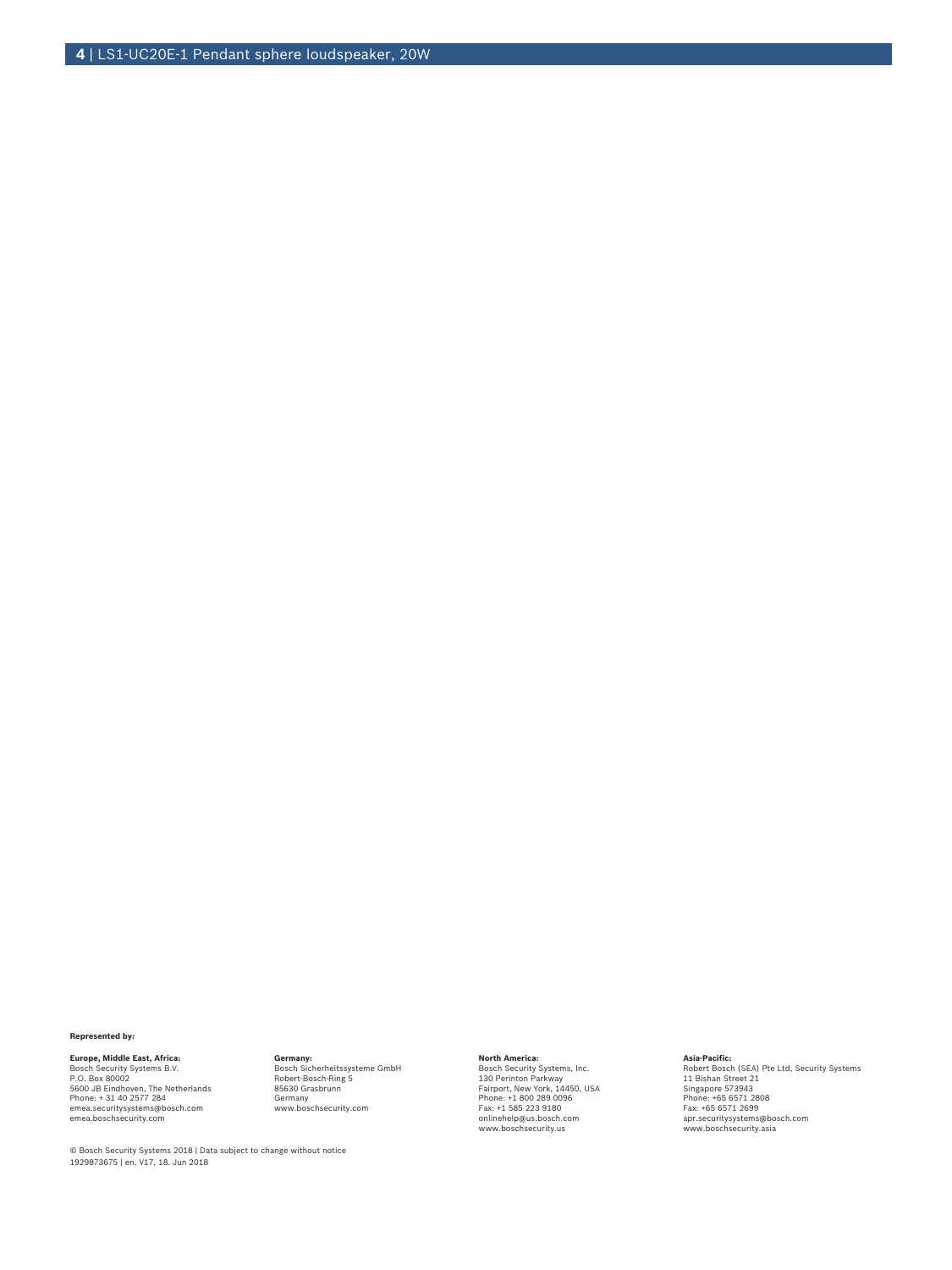**Represented by:**

**Europe, Middle East, Africa:**
Bosch Security Systems B.V.
P.O. Box 80002
5600 JB Eindhoven, The Netherlands
Phone: + 31 40 2577 284
emea.securitysystems@bosch.com
emea.boschsecurity.com

**Germany:**
Bosch Sicherheitssysteme GmbH
Robert-Bosch-Ring 5
85630 Grasbrunn
Germany
www.boschsecurity.com

**North America:**
Bosch Security Systems, Inc.
130 Perinton Parkway
Fairport, New York, 14450, USA
Phone: +1 800 289 0096
Fax: +1 585 223 9180
onlinehelp@us.bosch.com
www.boschsecurity.us

**Asia-Pacific:**
Robert Bosch (SEA) Pte Ltd, Security Systems
11 Bishan Street 21
Singapore 573943
Phone: +65 6571 2808
Fax: +65 6571 2699
apr.securitysystems@bosch.com
www.boschsecurity.asia

© Bosch Security Systems 2018 | Data subject to change without notice
1929873675 | en, V17, 18. Jun 2018